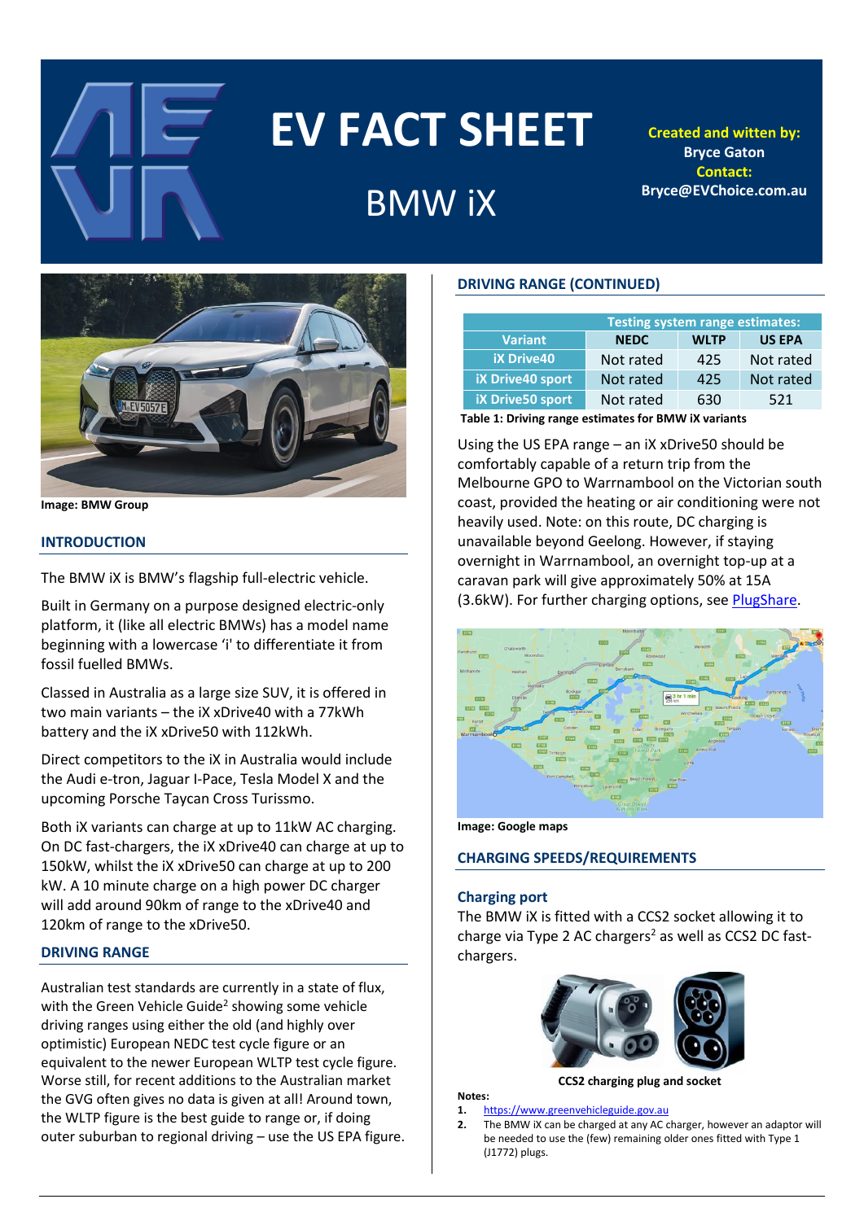# EV FACT SHEET

## BMW iX

**Created and written by:**
**Bryce Gaton**
**Contact:**
**Bryce@EVChoice.com.au**

Image: BMW Group

## INTRODUCTION

The BMW iX is BMW's flagship full-electric vehicle.

Built in Germany on a purpose designed electric-only platform, it (like all electric BMWs) has a model name beginning with a lowercase 'i' to differentiate it from fossil fuelled BMWs.

Classed in Australia as a large size SUV, it is offered in two main variants – the iX xDrive40 with a 77kWh battery and the iX xDrive50 with 112kWh.

Direct competitors to the iX in Australia would include the Audi e-tron, Jaguar I-Pace, Tesla Model X and the upcoming Porsche Taycan Cross Turissmo.

Both iX variants can charge at up to 11kW AC charging. On DC fast-chargers, the iX xDrive40 can charge at up to 150kW, whilst the iX xDrive50 can charge at up to 200 kW. A 10 minute charge on a high power DC charger will add around 90km of range to the xDrive40 and 120km of range to the xDrive50.

## DRIVING RANGE

Australian test standards are currently in a state of flux, with the Green Vehicle Guide[2] showing some vehicle driving ranges using either the old (and highly over optimistic) European NEDC test cycle figure or an equivalent to the newer European WLTP test cycle figure. Worse still, for recent additions to the Australian market the GVG often gives no data is given at all! Around town, the WLTP figure is the best guide to range or, if doing outer suburban to regional driving – use the US EPA figure.

## DRIVING RANGE (CONTINUED)

| Variant | Testing system range estimates: | | |
|---|---|---|---|
| | NEDC | WLTP | US EPA |
| iX Drive40 | Not rated | 425 | Not rated |
| iX Drive40 sport | Not rated | 425 | Not rated |
| iX Drive50 sport | Not rated | 630 | 521 |

**Table 1: Driving range estimates for BMW iX variants**

Using the US EPA range – an iX xDrive50 should be comfortably capable of a return trip from the Melbourne GPO to Warrnambool on the Victorian south coast, provided the heating or air conditioning were not heavily used. Note: on this route, DC charging is unavailable beyond Geelong. However, if staying overnight in Warrnambool, an overnight top-up at a caravan park will give approximately 50% at 15A (3.6kW). For further charging options, see PlugShare.

Image: Google maps

## CHARGING SPEEDS/REQUIREMENTS

### Charging port

The BMW iX is fitted with a CCS2 socket allowing it to charge via Type 2 AC chargers[2] as well as CCS2 DC fast-chargers.

**CCS2 charging plug and socket**

**Notes:**

1. https://www.greenvehicleguide.gov.au
2. The BMW iX can be charged at any AC charger, however an adaptor will be needed to use the (few) remaining older ones fitted with Type 1 (J1772) plugs.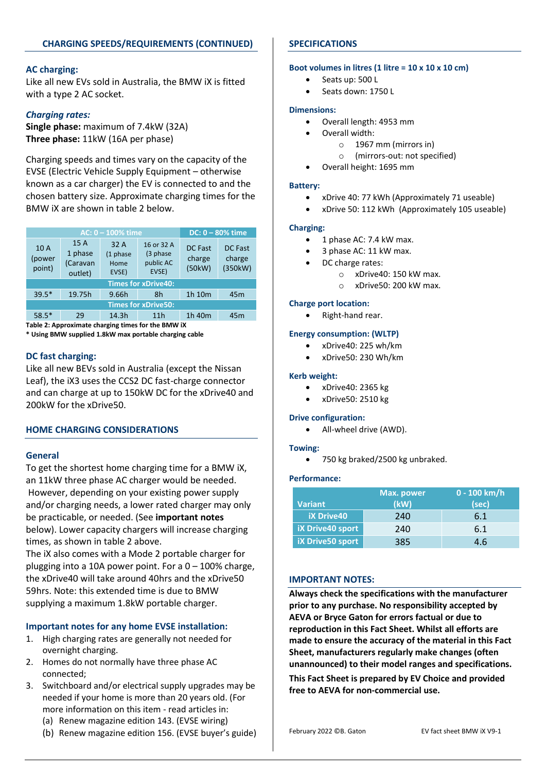## CHARGING SPEEDS/REQUIREMENTS (CONTINUED)

### AC charging:

Like all new EVs sold in Australia, the BMW iX is fitted with a type 2 AC socket.

### *Charging rates:*

**Single phase:** maximum of 7.4kW (32A)
**Three phase:** 11kW (16A per phase)

Charging speeds and times vary on the capacity of the EVSE (Electric Vehicle Supply Equipment – otherwise known as a car charger) the EV is connected to and the chosen battery size. Approximate charging times for the BMW iX are shown in table 2 below.

| AC: 0 – 100% time | | | | DC: 0 – 80% time | |
|---|---|---|---|---|---|
| 10 A (power point) | 15 A 1 phase (Caravan outlet) | 32 A (1 phase Home EVSE) | 16 or 32 A (3 phase public AC EVSE) | DC Fast charge (50kW) | DC Fast charge (350kW) |
| Times for xDrive40: | | | | | |
| 39.5* | 19.75h | 9.66h | 8h | 1h 10m | 45m |
| Times for xDrive50: | | | | | |
| 58.5* | 29 | 14.3h | 11h | 1h 40m | 45m |

**Table 2: Approximate charging times for the BMW iX**
**\* Using BMW supplied 1.8kW max portable charging cable**

### DC fast charging:

Like all new BEVs sold in Australia (except the Nissan Leaf), the iX3 uses the CCS2 DC fast-charge connector and can charge at up to 150kW DC for the xDrive40 and 200kW for the xDrive50.

## HOME CHARGING CONSIDERATIONS

### General

To get the shortest home charging time for a BMW iX, an 11kW three phase AC charger would be needed. However, depending on your existing power supply and/or charging needs, a lower rated charger may only be practicable, or needed. (See **important notes** below). Lower capacity chargers will increase charging times, as shown in table 2 above.
The iX also comes with a Mode 2 portable charger for plugging into a 10A power point. For a 0 – 100% charge, the xDrive40 will take around 40hrs and the xDrive50 59hrs. Note: this extended time is due to BMW supplying a maximum 1.8kW portable charger.

### Important notes for any home EVSE installation:

1. High charging rates are generally not needed for overnight charging.
2. Homes do not normally have three phase AC connected;
3. Switchboard and/or electrical supply upgrades may be needed if your home is more than 20 years old. (For more information on this item - read articles in:
   (a) Renew magazine edition 143. (EVSE wiring)
   (b) Renew magazine edition 156. (EVSE buyer's guide)

## SPECIFICATIONS

### Boot volumes in litres (1 litre = 10 x 10 x 10 cm)

- Seats up: 500 L
- Seats down: 1750 L

### Dimensions:

- Overall length: 4953 mm
- Overall width:
  - 1967 mm (mirrors in)
  - (mirrors-out: not specified)
- Overall height: 1695 mm

### Battery:

- xDrive 40: 77 kWh (Approximately 71 useable)
- xDrive 50: 112 kWh (Approximately 105 useable)

### Charging:

- 1 phase AC: 7.4 kW max.
- 3 phase AC: 11 kW max.
- DC charge rates:
  - xDrive40: 150 kW max.
  - xDrive50: 200 kW max.

### Charge port location:

- Right-hand rear.

### Energy consumption: (WLTP)

- xDrive40: 225 wh/km
- xDrive50: 230 Wh/km

### Kerb weight:

- xDrive40: 2365 kg
- xDrive50: 2510 kg

### Drive configuration:

- All-wheel drive (AWD).

### Towing:

- 750 kg braked/2500 kg unbraked.

### Performance:

| Variant | Max. power (kW) | 0 - 100 km/h (sec) |
|---|---|---|
| iX Drive40 | 240 | 6.1 |
| iX Drive40 sport | 240 | 6.1 |
| iX Drive50 sport | 385 | 4.6 |

## IMPORTANT NOTES:

**Always check the specifications with the manufacturer prior to any purchase. No responsibility accepted by AEVA or Bryce Gaton for errors factual or due to reproduction in this Fact Sheet. Whilst all efforts are made to ensure the accuracy of the material in this Fact Sheet, manufacturers regularly make changes (often unannounced) to their model ranges and specifications.**

**This Fact Sheet is prepared by EV Choice and provided free to AEVA for non-commercial use.**

February 2022 ©B. Gaton EV fact sheet BMW iX V9-1